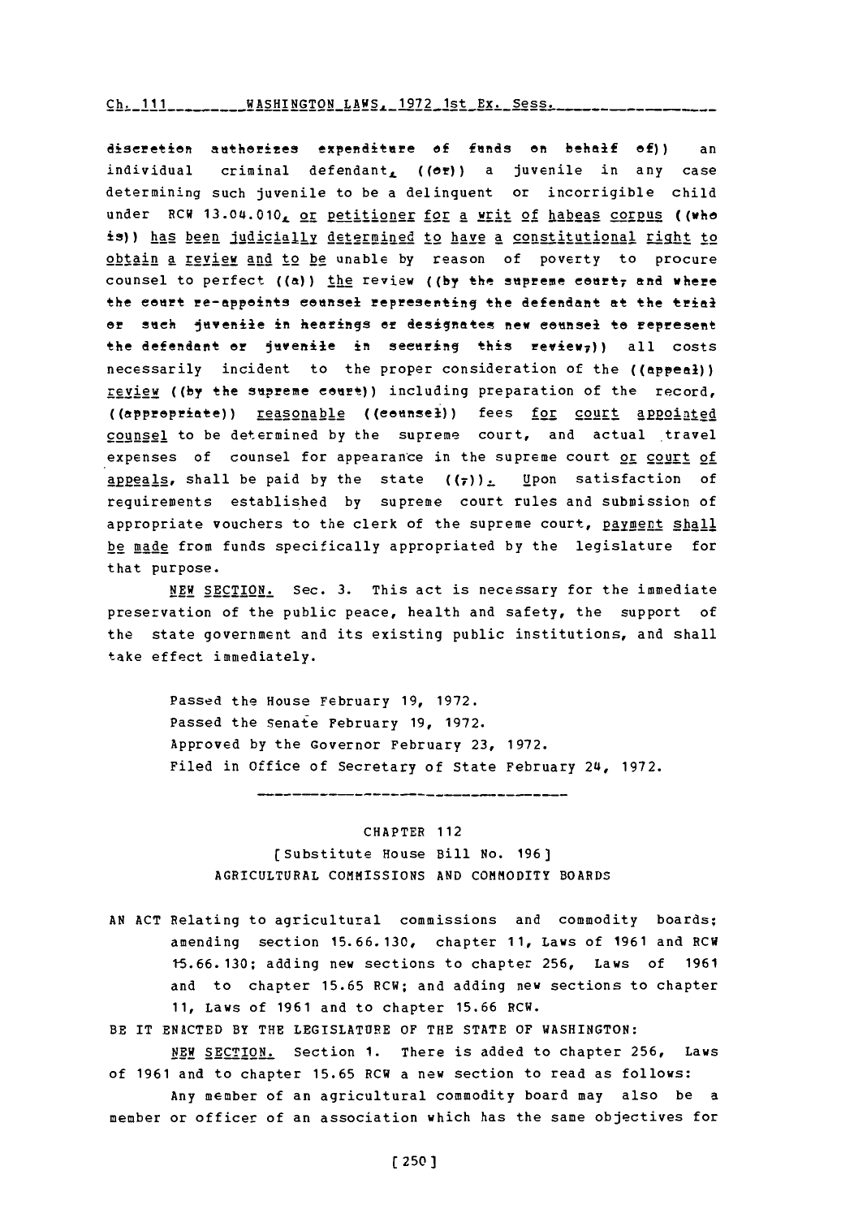~~discretion authorizes expenditure of funds on behalf of~~ an individual criminal defendant, ~~or~~ a juvenile in any case determining such juvenile to be a delinquent or incorrigible child under RCW 13.04.010, or petitioner for a writ of habeas corpus ~~who is~~ has been judicially determined to have a constitutional right to obtain a review and to be unable by reason of poverty to procure counsel to perfect ~~a~~ the review ~~by the supreme court, and where the court re-appoints counsel representing the defendant at the trial or such juvenile in hearings or designates new counsel to represent the defendant or juvenile in securing this review,~~ all costs necessarily incident to the proper consideration of the ~~appeal~~ review ~~by the supreme court~~ including preparation of the record, ~~appropriate~~ reasonable ~~counsel~~ fees for court appointed counsel to be determined by the supreme court, and actual travel expenses of counsel for appearance in the supreme court or court of appeals, shall be paid by the state ~~,~~. Upon satisfaction of requirements established by supreme court rules and submission of appropriate vouchers to the clerk of the supreme court, payment shall be made from funds specifically appropriated by the legislature for that purpose.

NEW SECTION. Sec. 3. This act is necessary for the immediate preservation of the public peace, health and safety, the support of the state government and its existing public institutions, and shall take effect immediately.

Passed the House February 19, 1972.
Passed the Senate February 19, 1972.
Approved by the Governor February 23, 1972.
Filed in Office of Secretary of State February 24, 1972.

---

## CHAPTER 112

[Substitute House Bill No. 196]

AGRICULTURAL COMMISSIONS AND COMMODITY BOARDS

AN ACT Relating to agricultural commissions and commodity boards; amending section 15.66.130, chapter 11, Laws of 1961 and RCW 15.66.130; adding new sections to chapter 256, Laws of 1961 and to chapter 15.65 RCW; and adding new sections to chapter 11, Laws of 1961 and to chapter 15.66 RCW.

BE IT ENACTED BY THE LEGISLATURE OF THE STATE OF WASHINGTON:

NEW SECTION. Section 1. There is added to chapter 256, Laws of 1961 and to chapter 15.65 RCW a new section to read as follows:

Any member of an agricultural commodity board may also be a member or officer of an association which has the same objectives for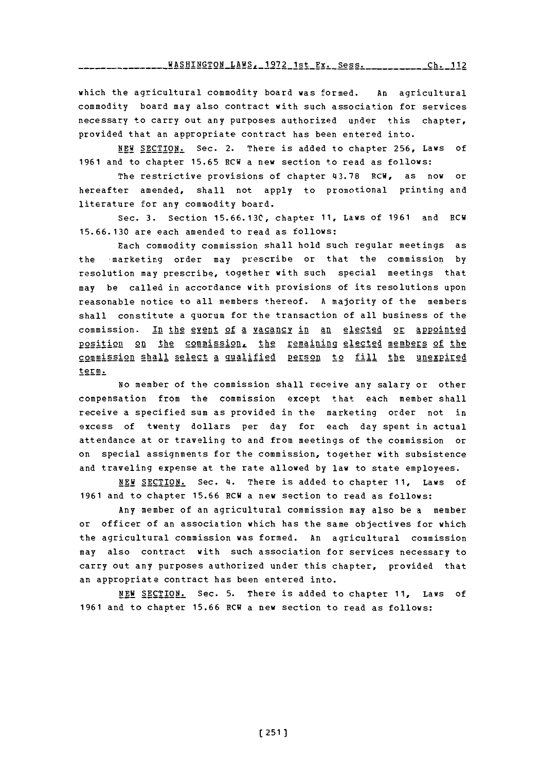which the agricultural commodity board was formed. An agricultural commodity board may also contract with such association for services necessary to carry out any purposes authorized under this chapter, provided that an appropriate contract has been entered into.

NEW SECTION. Sec. 2. There is added to chapter 256, Laws of 1961 and to chapter 15.65 RCW a new section to read as follows:

The restrictive provisions of chapter 43.78 RCW, as now or hereafter amended, shall not apply to promotional printing and literature for any commodity board.

Sec. 3. Section 15.66.130, chapter 11, Laws of 1961 and RCW 15.66.130 are each amended to read as follows:

Each commodity commission shall hold such regular meetings as the marketing order may prescribe or that the commission by resolution may prescribe, together with such special meetings that may be called in accordance with provisions of its resolutions upon reasonable notice to all members thereof. A majority of the members shall constitute a quorum for the transaction of all business of the commission. In the event of a vacancy in an elected or appointed position on the commission, the remaining elected members of the commission shall select a qualified person to fill the unexpired term.

No member of the commission shall receive any salary or other compensation from the commission except that each member shall receive a specified sum as provided in the marketing order not in excess of twenty dollars per day for each day spent in actual attendance at or traveling to and from meetings of the commission or on special assignments for the commission, together with subsistence and traveling expense at the rate allowed by law to state employees.

NEW SECTION. Sec. 4. There is added to chapter 11, Laws of 1961 and to chapter 15.66 RCW a new section to read as follows:

Any member of an agricultural commission may also be a member or officer of an association which has the same objectives for which the agricultural commission was formed. An agricultural commission may also contract with such association for services necessary to carry out any purposes authorized under this chapter, provided that an appropriate contract has been entered into.

NEW SECTION. Sec. 5. There is added to chapter 11, Laws of 1961 and to chapter 15.66 RCW a new section to read as follows: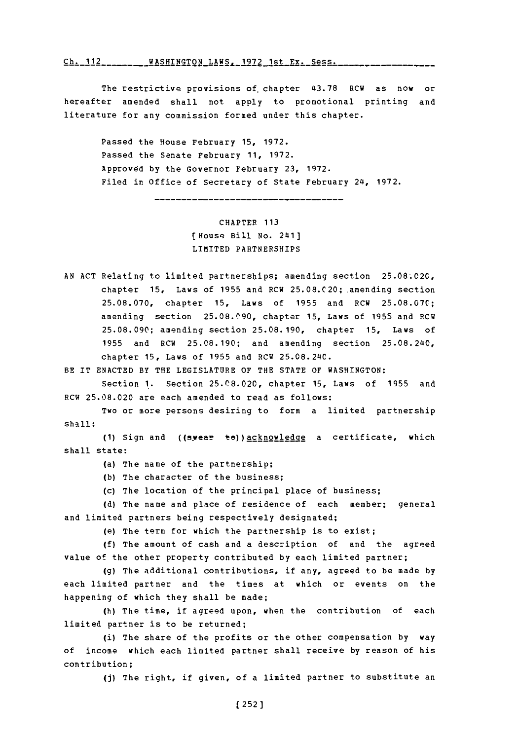The restrictive provisions of chapter 43.78 RCW as now or hereafter amended shall not apply to promotional printing and literature for any commission formed under this chapter.

Passed the House February 15, 1972.
Passed the Senate February 11, 1972.
Approved by the Governor February 23, 1972.
Filed in Office of Secretary of State February 24, 1972.

---

## CHAPTER 113
### [House Bill No. 241]
### LIMITED PARTNERSHIPS

AN ACT Relating to limited partnerships; amending section 25.08.020, chapter 15, Laws of 1955 and RCW 25.08.020; amending section 25.08.070, chapter 15, Laws of 1955 and RCW 25.08.070; amending section 25.08.090, chapter 15, Laws of 1955 and RCW 25.08.090; amending section 25.08.190, chapter 15, Laws of 1955 and RCW 25.08.190; and amending section 25.08.240, chapter 15, Laws of 1955 and RCW 25.08.240.

BE IT ENACTED BY THE LEGISLATURE OF THE STATE OF WASHINGTON:

Section 1. Section 25.08.020, chapter 15, Laws of 1955 and RCW 25.08.020 are each amended to read as follows:

Two or more persons desiring to form a limited partnership shall:

(1) Sign and ((swear to)) acknowledge a certificate, which shall state:

(a) The name of the partnership;

(b) The character of the business;

(c) The location of the principal place of business;

(d) The name and place of residence of each member; general and limited partners being respectively designated;

(e) The term for which the partnership is to exist;

(f) The amount of cash and a description of and the agreed value of the other property contributed by each limited partner;

(g) The additional contributions, if any, agreed to be made by each limited partner and the times at which or events on the happening of which they shall be made;

(h) The time, if agreed upon, when the contribution of each limited partner is to be returned;

(i) The share of the profits or the other compensation by way of income which each limited partner shall receive by reason of his contribution;

(j) The right, if given, of a limited partner to substitute an